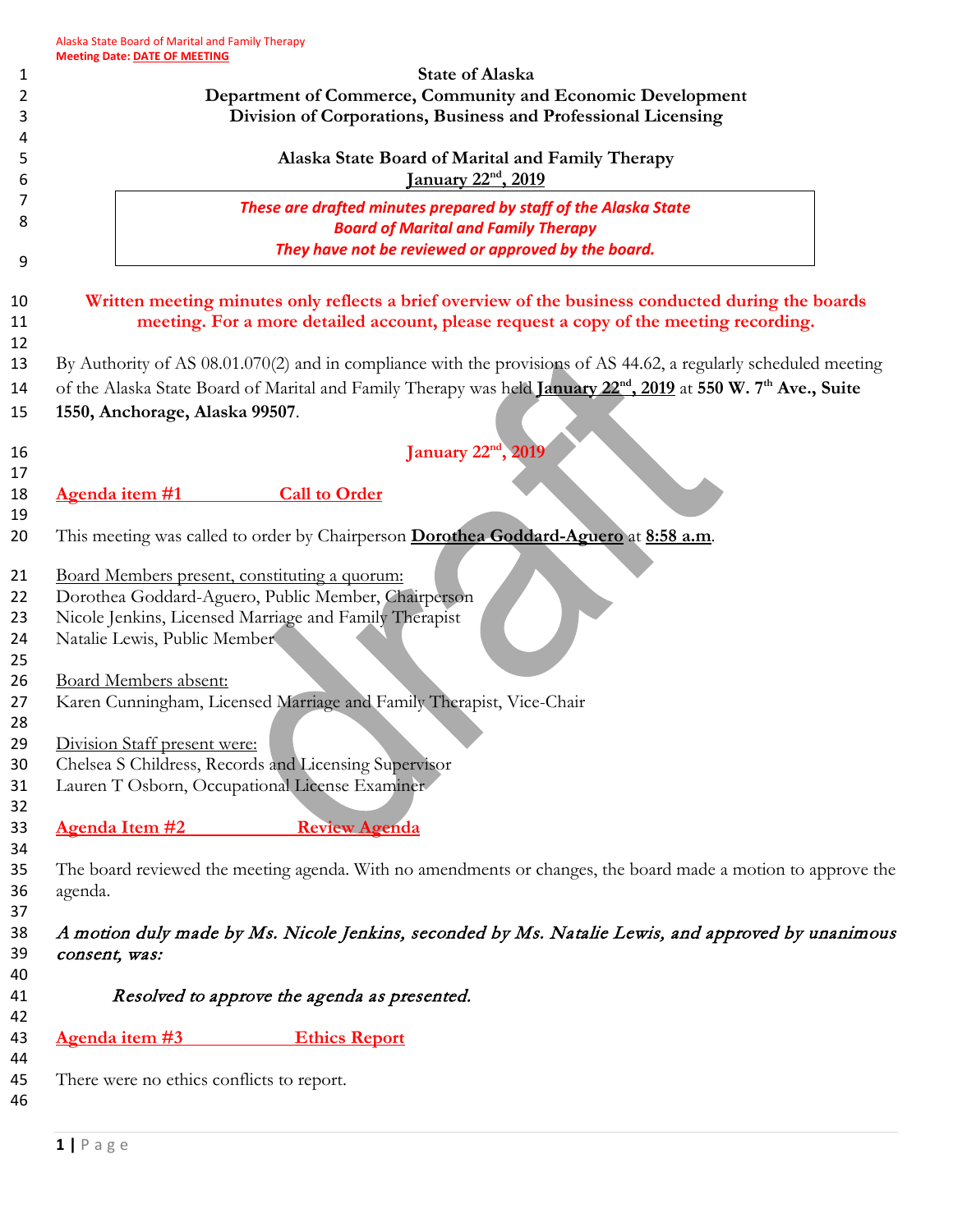**State of Alaska**
**Department of Commerce, Community and Economic Development**
**Division of Corporations, Business and Professional Licensing**

**Alaska State Board of Marital and Family Therapy**
**January 22nd, 2019**

*These are drafted minutes prepared by staff of the Alaska State Board of Marital and Family Therapy*
*They have not been reviewed or approved by the board.*

**Written meeting minutes only reflects a brief overview of the business conducted during the boards meeting. For a more detailed account, please request a copy of the meeting recording.**

By Authority of AS 08.01.070(2) and in compliance with the provisions of AS 44.62, a regularly scheduled meeting of the Alaska State Board of Marital and Family Therapy was held **January 22nd, 2019** at **550 W. 7th Ave., Suite 1550, Anchorage, Alaska 99507**.

**January 22nd, 2019**

## Agenda item #1 Call to Order

This meeting was called to order by Chairperson **Dorothea Goddard-Aguero** at **8:58 a.m**.

Board Members present, constituting a quorum:
Dorothea Goddard-Aguero, Public Member, Chairperson
Nicole Jenkins, Licensed Marriage and Family Therapist
Natalie Lewis, Public Member

Board Members absent:
Karen Cunningham, Licensed Marriage and Family Therapist, Vice-Chair

Division Staff present were:
Chelsea S Childress, Records and Licensing Supervisor
Lauren T Osborn, Occupational License Examiner

## Agenda Item #2 Review Agenda

The board reviewed the meeting agenda. With no amendments or changes, the board made a motion to approve the agenda.

*A motion duly made by Ms. Nicole Jenkins, seconded by Ms. Natalie Lewis, and approved by unanimous consent, was:*

> *Resolved to approve the agenda as presented.*

## Agenda item #3 Ethics Report

There were no ethics conflicts to report.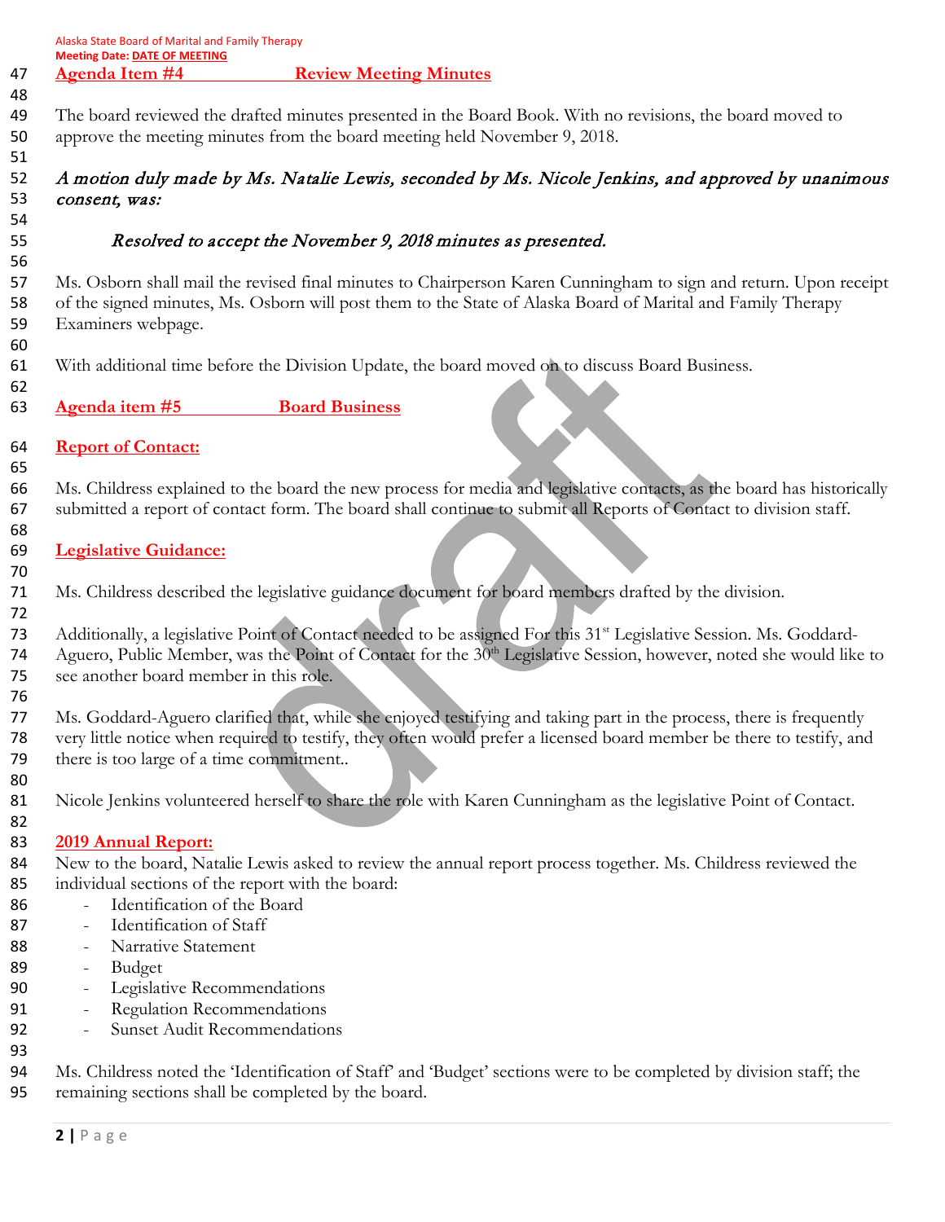## Agenda Item #4 Review Meeting Minutes

The board reviewed the drafted minutes presented in the Board Book. With no revisions, the board moved to approve the meeting minutes from the board meeting held November 9, 2018.

*A motion duly made by Ms. Natalie Lewis, seconded by Ms. Nicole Jenkins, and approved by unanimous consent, was:*

*Resolved to accept the November 9, 2018 minutes as presented.*

Ms. Osborn shall mail the revised final minutes to Chairperson Karen Cunningham to sign and return. Upon receipt of the signed minutes, Ms. Osborn will post them to the State of Alaska Board of Marital and Family Therapy Examiners webpage.

With additional time before the Division Update, the board moved on to discuss Board Business.

## Agenda item #5 Board Business

### Report of Contact:

Ms. Childress explained to the board the new process for media and legislative contacts, as the board has historically submitted a report of contact form. The board shall continue to submit all Reports of Contact to division staff.

### Legislative Guidance:

Ms. Childress described the legislative guidance document for board members drafted by the division.

Additionally, a legislative Point of Contact needed to be assigned For this 31st Legislative Session. Ms. Goddard-Aguero, Public Member, was the Point of Contact for the 30th Legislative Session, however, noted she would like to see another board member in this role.

Ms. Goddard-Aguero clarified that, while she enjoyed testifying and taking part in the process, there is frequently very little notice when required to testify, they often would prefer a licensed board member be there to testify, and there is too large of a time commitment..

Nicole Jenkins volunteered herself to share the role with Karen Cunningham as the legislative Point of Contact.

### 2019 Annual Report:

New to the board, Natalie Lewis asked to review the annual report process together. Ms. Childress reviewed the individual sections of the report with the board:

- Identification of the Board
- Identification of Staff
- Narrative Statement
- Budget
- Legislative Recommendations
- Regulation Recommendations
- Sunset Audit Recommendations

Ms. Childress noted the 'Identification of Staff' and 'Budget' sections were to be completed by division staff; the remaining sections shall be completed by the board.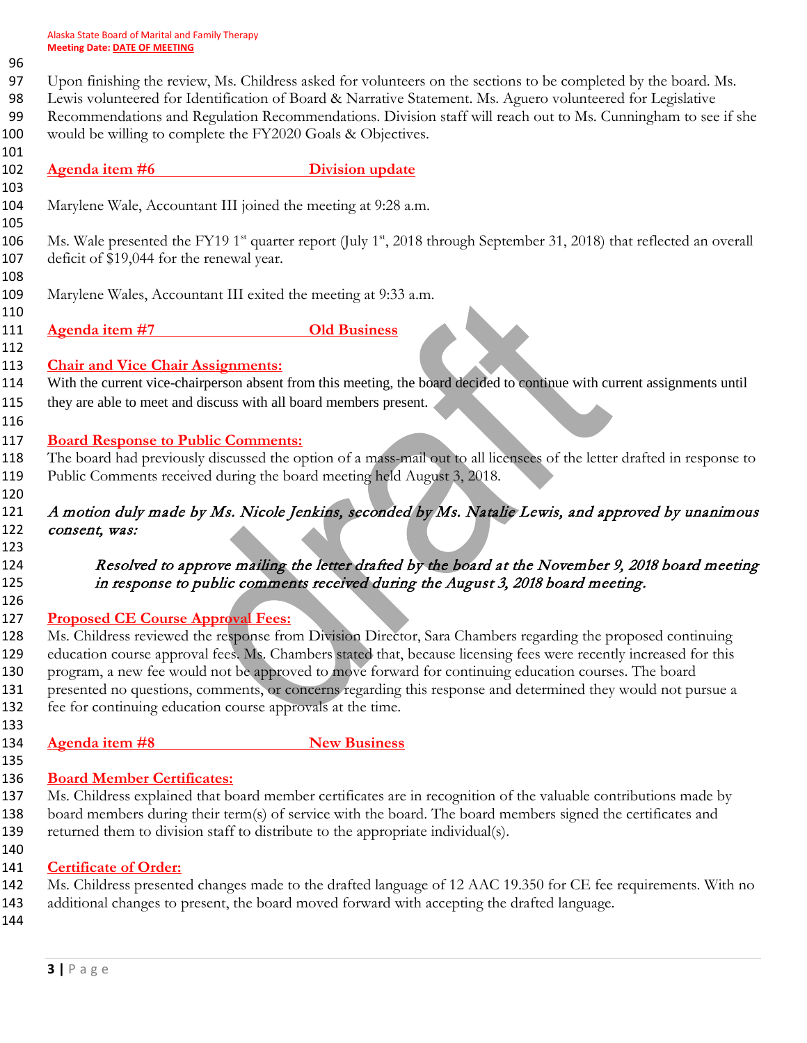Upon finishing the review, Ms. Childress asked for volunteers on the sections to be completed by the board. Ms. Lewis volunteered for Identification of Board & Narrative Statement. Ms. Aguero volunteered for Legislative Recommendations and Regulation Recommendations. Division staff will reach out to Ms. Cunningham to see if she would be willing to complete the FY2020 Goals & Objectives.

## Agenda item #6 Division update

Marylene Wale, Accountant III joined the meeting at 9:28 a.m.

Ms. Wale presented the FY19 1st quarter report (July 1st, 2018 through September 31, 2018) that reflected an overall deficit of $19,044 for the renewal year.

Marylene Wales, Accountant III exited the meeting at 9:33 a.m.

## Agenda item #7 Old Business

### Chair and Vice Chair Assignments:

With the current vice-chairperson absent from this meeting, the board decided to continue with current assignments until they are able to meet and discuss with all board members present.

### Board Response to Public Comments:

The board had previously discussed the option of a mass-mail out to all licensees of the letter drafted in response to Public Comments received during the board meeting held August 3, 2018.

*A motion duly made by Ms. Nicole Jenkins, seconded by Ms. Natalie Lewis, and approved by unanimous consent, was:*

> *Resolved to approve mailing the letter drafted by the board at the November 9, 2018 board meeting in response to public comments received during the August 3, 2018 board meeting.*

### Proposed CE Course Approval Fees:

Ms. Childress reviewed the response from Division Director, Sara Chambers regarding the proposed continuing education course approval fees. Ms. Chambers stated that, because licensing fees were recently increased for this program, a new fee would not be approved to move forward for continuing education courses. The board presented no questions, comments, or concerns regarding this response and determined they would not pursue a fee for continuing education course approvals at the time.

## Agenda item #8 New Business

### Board Member Certificates:

Ms. Childress explained that board member certificates are in recognition of the valuable contributions made by board members during their term(s) of service with the board. The board members signed the certificates and returned them to division staff to distribute to the appropriate individual(s).

### Certificate of Order:

Ms. Childress presented changes made to the drafted language of 12 AAC 19.350 for CE fee requirements. With no additional changes to present, the board moved forward with accepting the drafted language.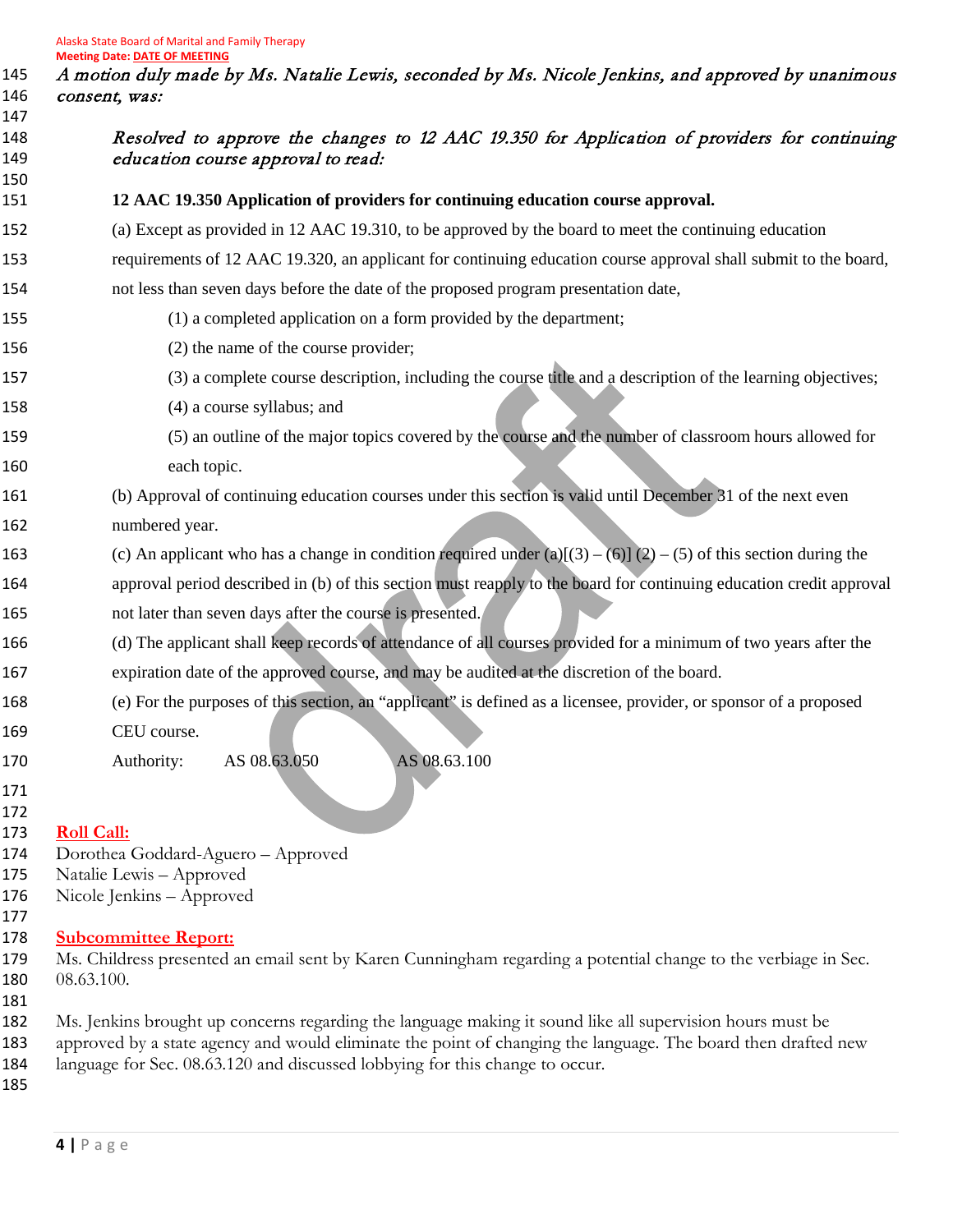*A motion duly made by Ms. Natalie Lewis, seconded by Ms. Nicole Jenkins, and approved by unanimous consent, was:*

> *Resolved to approve the changes to 12 AAC 19.350 for Application of providers for continuing education course approval to read:*
>
> **12 AAC 19.350 Application of providers for continuing education course approval.**
>
> (a) Except as provided in 12 AAC 19.310, to be approved by the board to meet the continuing education requirements of 12 AAC 19.320, an applicant for continuing education course approval shall submit to the board, not less than seven days before the date of the proposed program presentation date,
>
> (1) a completed application on a form provided by the department;
>
> (2) the name of the course provider;
>
> (3) a complete course description, including the course title and a description of the learning objectives;
>
> (4) a course syllabus; and
>
> (5) an outline of the major topics covered by the course and the number of classroom hours allowed for each topic.
>
> (b) Approval of continuing education courses under this section is valid until December 31 of the next even numbered year.
>
> (c) An applicant who has a change in condition required under (a)[(3) – (6)] (2) – (5) of this section during the approval period described in (b) of this section must reapply to the board for continuing education credit approval not later than seven days after the course is presented.
>
> (d) The applicant shall keep records of attendance of all courses provided for a minimum of two years after the expiration date of the approved course, and may be audited at the discretion of the board.
>
> (e) For the purposes of this section, an "applicant" is defined as a licensee, provider, or sponsor of a proposed CEU course.
>
> Authority: AS 08.63.050 AS 08.63.100

**Roll Call:**

Dorothea Goddard-Aguero – Approved
Natalie Lewis – Approved
Nicole Jenkins – Approved

**Subcommittee Report:**

Ms. Childress presented an email sent by Karen Cunningham regarding a potential change to the verbiage in Sec. 08.63.100.

Ms. Jenkins brought up concerns regarding the language making it sound like all supervision hours must be approved by a state agency and would eliminate the point of changing the language. The board then drafted new language for Sec. 08.63.120 and discussed lobbying for this change to occur.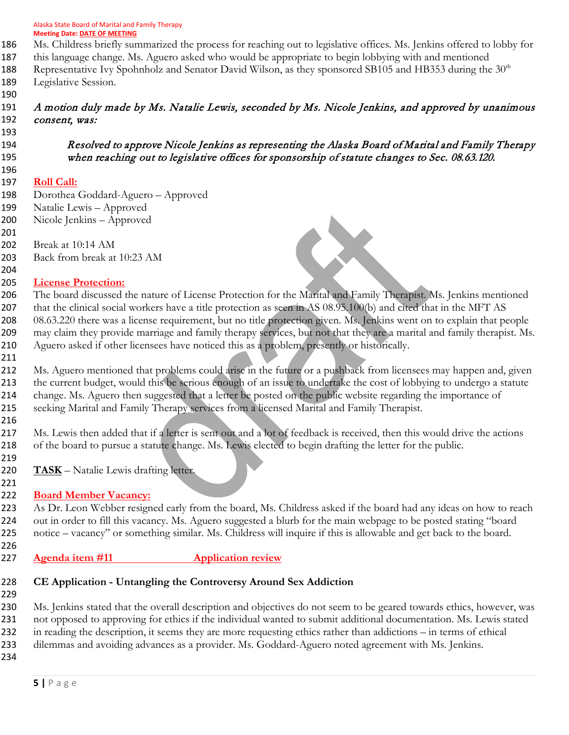Ms. Childress briefly summarized the process for reaching out to legislative offices. Ms. Jenkins offered to lobby for this language change. Ms. Aguero asked who would be appropriate to begin lobbying with and mentioned Representative Ivy Spohnholz and Senator David Wilson, as they sponsored SB105 and HB353 during the 30th Legislative Session.

*A motion duly made by Ms. Natalie Lewis, seconded by Ms. Nicole Jenkins, and approved by unanimous consent, was:*

> *Resolved to approve Nicole Jenkins as representing the Alaska Board of Marital and Family Therapy when reaching out to legislative offices for sponsorship of statute changes to Sec. 08.63.120.*

**Roll Call:**

Dorothea Goddard-Aguero – Approved
Natalie Lewis – Approved
Nicole Jenkins – Approved

Break at 10:14 AM
Back from break at 10:23 AM

**License Protection:**

The board discussed the nature of License Protection for the Marital and Family Therapist. Ms. Jenkins mentioned that the clinical social workers have a title protection as seen in AS 08.95.100(b) and cited that in the MFT AS 08.63.220 there was a license requirement, but no title protection given. Ms. Jenkins went on to explain that people may claim they provide marriage and family therapy services, but not that they are a marital and family therapist. Ms. Aguero asked if other licensees have noticed this as a problem, presently or historically.

Ms. Aguero mentioned that problems could arise in the future or a pushback from licensees may happen and, given the current budget, would this be serious enough of an issue to undertake the cost of lobbying to undergo a statute change. Ms. Aguero then suggested that a letter be posted on the public website regarding the importance of seeking Marital and Family Therapy services from a licensed Marital and Family Therapist.

Ms. Lewis then added that if a letter is sent out and a lot of feedback is received, then this would drive the actions of the board to pursue a statute change. Ms. Lewis elected to begin drafting the letter for the public.

**TASK** – Natalie Lewis drafting letter.

**Board Member Vacancy:**

As Dr. Leon Webber resigned early from the board, Ms. Childress asked if the board had any ideas on how to reach out in order to fill this vacancy. Ms. Aguero suggested a blurb for the main webpage to be posted stating "board notice – vacancy" or something similar. Ms. Childress will inquire if this is allowable and get back to the board.

**Agenda item #11 Application review**

**CE Application - Untangling the Controversy Around Sex Addiction**

Ms. Jenkins stated that the overall description and objectives do not seem to be geared towards ethics, however, was not opposed to approving for ethics if the individual wanted to submit additional documentation. Ms. Lewis stated in reading the description, it seems they are more requesting ethics rather than addictions – in terms of ethical dilemmas and avoiding advances as a provider. Ms. Goddard-Aguero noted agreement with Ms. Jenkins.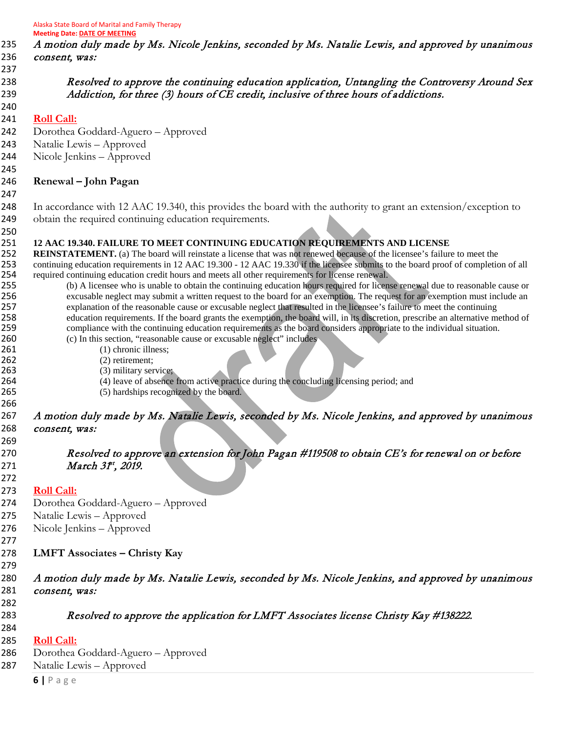*A motion duly made by Ms. Nicole Jenkins, seconded by Ms. Natalie Lewis, and approved by unanimous consent, was:*

> *Resolved to approve the continuing education application, Untangling the Controversy Around Sex Addiction, for three (3) hours of CE credit, inclusive of three hours of addictions.*

**Roll Call:**

Dorothea Goddard-Aguero – Approved
Natalie Lewis – Approved
Nicole Jenkins – Approved

**Renewal – John Pagan**

In accordance with 12 AAC 19.340, this provides the board with the authority to grant an extension/exception to obtain the required continuing education requirements.

**12 AAC 19.340. FAILURE TO MEET CONTINUING EDUCATION REQUIREMENTS AND LICENSE REINSTATEMENT.** (a) The board will reinstate a license that was not renewed because of the licensee's failure to meet the continuing education requirements in 12 AAC 19.300 - 12 AAC 19.330 if the licensee submits to the board proof of completion of all required continuing education credit hours and meets all other requirements for license renewal.

(b) A licensee who is unable to obtain the continuing education hours required for license renewal due to reasonable cause or excusable neglect may submit a written request to the board for an exemption. The request for an exemption must include an explanation of the reasonable cause or excusable neglect that resulted in the licensee's failure to meet the continuing education requirements. If the board grants the exemption, the board will, in its discretion, prescribe an alternative method of compliance with the continuing education requirements as the board considers appropriate to the individual situation.

(c) In this section, "reasonable cause or excusable neglect" includes

(1) chronic illness;
(2) retirement;
(3) military service;
(4) leave of absence from active practice during the concluding licensing period; and
(5) hardships recognized by the board.

*A motion duly made by Ms. Natalie Lewis, seconded by Ms. Nicole Jenkins, and approved by unanimous consent, was:*

> *Resolved to approve an extension for John Pagan #119508 to obtain CE's for renewal on or before March 31st, 2019.*

**Roll Call:**

Dorothea Goddard-Aguero – Approved
Natalie Lewis – Approved
Nicole Jenkins – Approved

**LMFT Associates – Christy Kay**

*A motion duly made by Ms. Natalie Lewis, seconded by Ms. Nicole Jenkins, and approved by unanimous consent, was:*

> *Resolved to approve the application for LMFT Associates license Christy Kay #138222.*

**Roll Call:**

Dorothea Goddard-Aguero – Approved
Natalie Lewis – Approved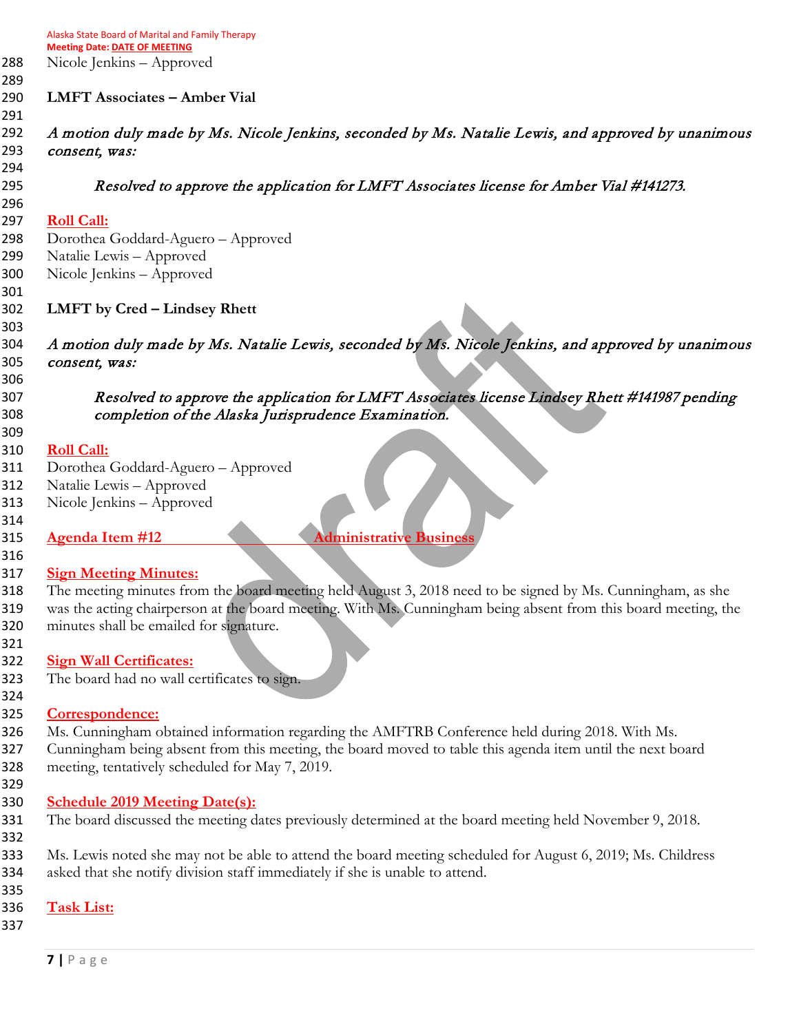Nicole Jenkins – Approved

**LMFT Associates – Amber Vial**

*A motion duly made by Ms. Nicole Jenkins, seconded by Ms. Natalie Lewis, and approved by unanimous consent, was:*

> *Resolved to approve the application for LMFT Associates license for Amber Vial #141273.*

**Roll Call:**

Dorothea Goddard-Aguero – Approved
Natalie Lewis – Approved
Nicole Jenkins – Approved

**LMFT by Cred – Lindsey Rhett**

*A motion duly made by Ms. Natalie Lewis, seconded by Ms. Nicole Jenkins, and approved by unanimous consent, was:*

> *Resolved to approve the application for LMFT Associates license Lindsey Rhett #141987 pending completion of the Alaska Jurisprudence Examination.*

**Roll Call:**

Dorothea Goddard-Aguero – Approved
Natalie Lewis – Approved
Nicole Jenkins – Approved

## Agenda Item #12 Administrative Business

**Sign Meeting Minutes:**

The meeting minutes from the board meeting held August 3, 2018 need to be signed by Ms. Cunningham, as she was the acting chairperson at the board meeting. With Ms. Cunningham being absent from this board meeting, the minutes shall be emailed for signature.

**Sign Wall Certificates:**

The board had no wall certificates to sign.

**Correspondence:**

Ms. Cunningham obtained information regarding the AMFTRB Conference held during 2018. With Ms. Cunningham being absent from this meeting, the board moved to table this agenda item until the next board meeting, tentatively scheduled for May 7, 2019.

**Schedule 2019 Meeting Date(s):**

The board discussed the meeting dates previously determined at the board meeting held November 9, 2018.

Ms. Lewis noted she may not be able to attend the board meeting scheduled for August 6, 2019; Ms. Childress asked that she notify division staff immediately if she is unable to attend.

**Task List:**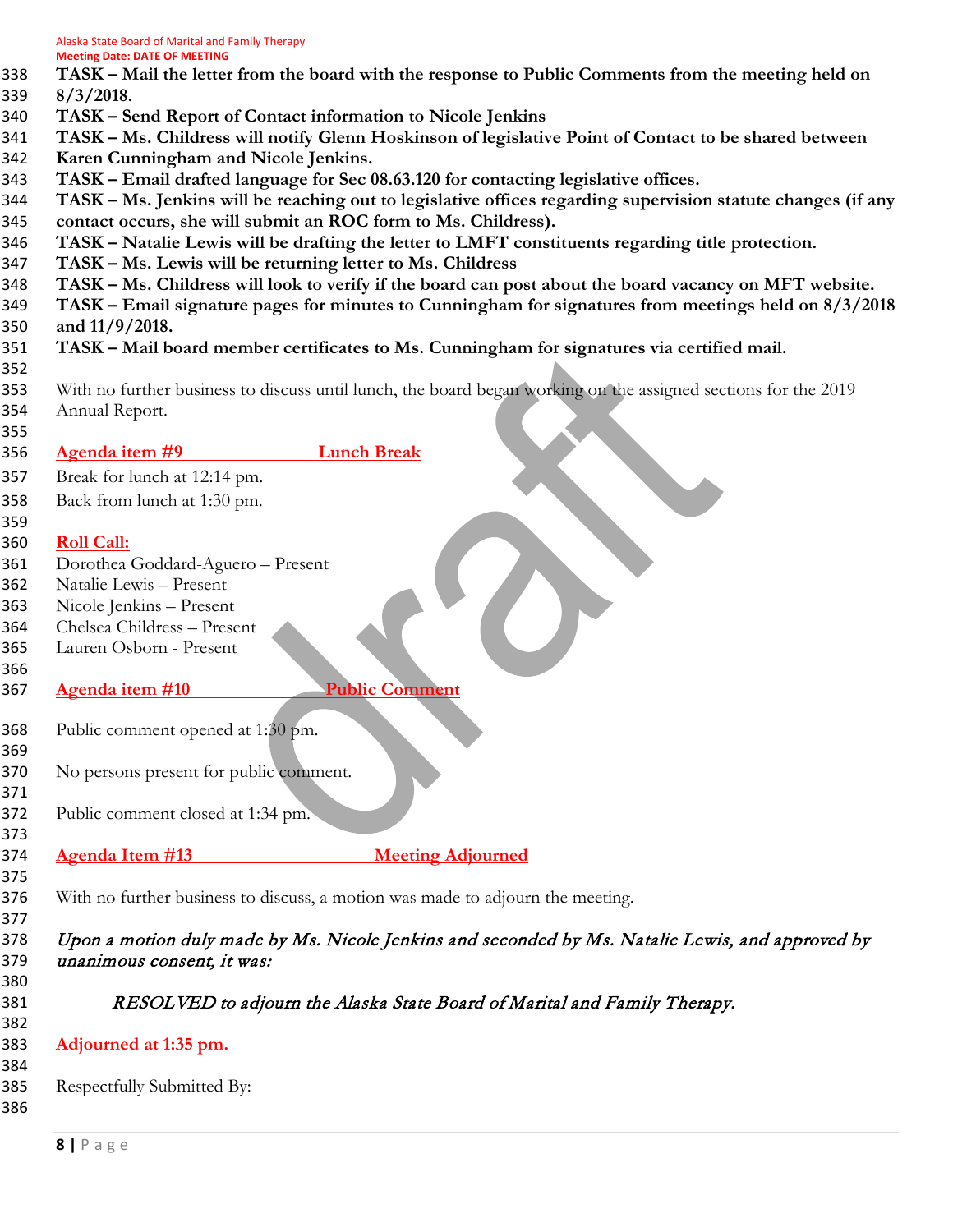**TASK – Mail the letter from the board with the response to Public Comments from the meeting held on 8/3/2018.**
**TASK – Send Report of Contact information to Nicole Jenkins**
**TASK – Ms. Childress will notify Glenn Hoskinson of legislative Point of Contact to be shared between Karen Cunningham and Nicole Jenkins.**
**TASK – Email drafted language for Sec 08.63.120 for contacting legislative offices.**
**TASK – Ms. Jenkins will be reaching out to legislative offices regarding supervision statute changes (if any contact occurs, she will submit an ROC form to Ms. Childress).**
**TASK – Natalie Lewis will be drafting the letter to LMFT constituents regarding title protection.**
**TASK – Ms. Lewis will be returning letter to Ms. Childress**
**TASK – Ms. Childress will look to verify if the board can post about the board vacancy on MFT website.**
**TASK – Email signature pages for minutes to Cunningham for signatures from meetings held on 8/3/2018 and 11/9/2018.**
**TASK – Mail board member certificates to Ms. Cunningham for signatures via certified mail.**

With no further business to discuss until lunch, the board began working on the assigned sections for the 2019 Annual Report.

## Agenda item #9 Lunch Break

Break for lunch at 12:14 pm.
Back from lunch at 1:30 pm.

## Roll Call:

Dorothea Goddard-Aguero – Present
Natalie Lewis – Present
Nicole Jenkins – Present
Chelsea Childress – Present
Lauren Osborn - Present

## Agenda item #10 Public Comment

Public comment opened at 1:30 pm.

No persons present for public comment.

Public comment closed at 1:34 pm.

## Agenda Item #13 Meeting Adjourned

With no further business to discuss, a motion was made to adjourn the meeting.

*Upon a motion duly made by Ms. Nicole Jenkins and seconded by Ms. Natalie Lewis, and approved by unanimous consent, it was:*

*RESOLVED to adjourn the Alaska State Board of Marital and Family Therapy.*

**Adjourned at 1:35 pm.**

Respectfully Submitted By: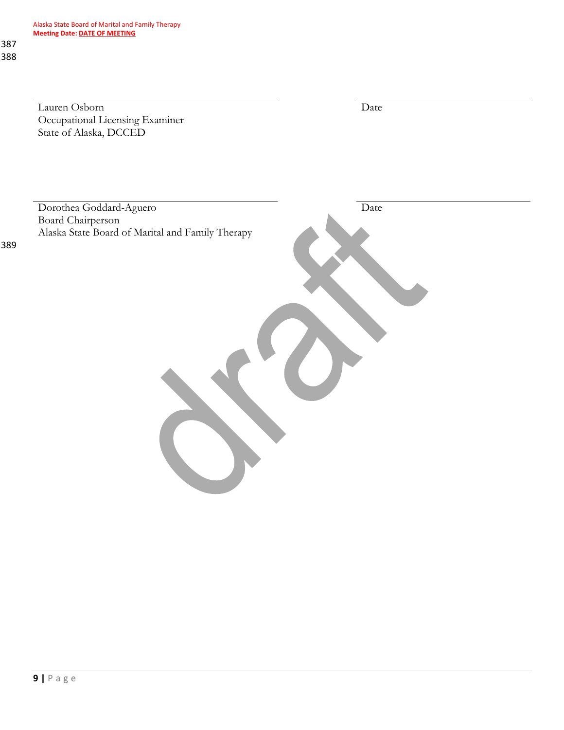387
388

Lauren Osborn
Occupational Licensing Examiner
State of Alaska, DCCED

Date

Dorothea Goddard-Aguero
Board Chairperson
Alaska State Board of Marital and Family Therapy

Date

389

draft